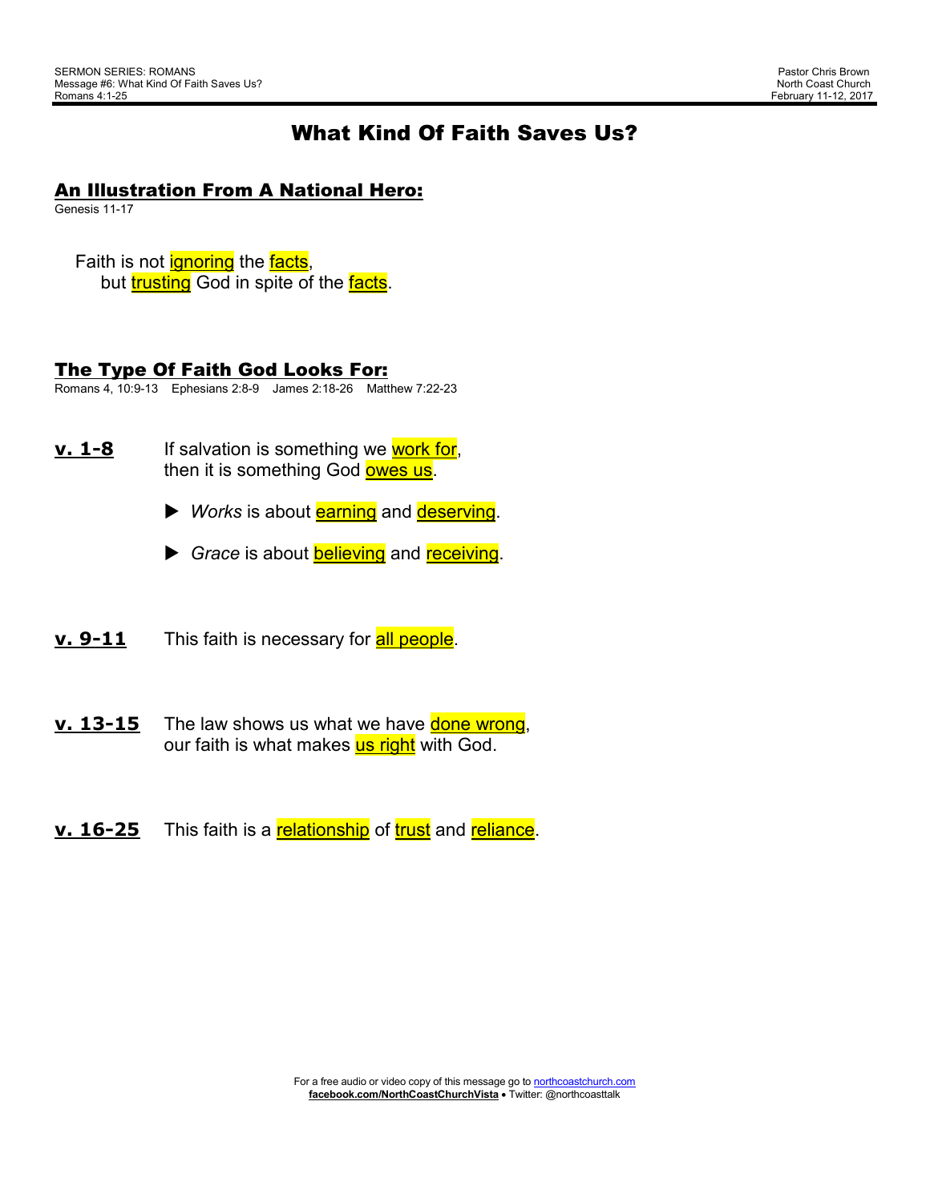SERMON SERIES: ROMANS
Message #6: What Kind Of Faith Saves Us?
Romans 4:1-25

Pastor Chris Brown
North Coast Church
February 11-12, 2017

# What Kind Of Faith Saves Us?

## An Illustration From A National Hero:

Genesis 11-17

Faith is not ignoring the facts,
but trusting God in spite of the facts.

## The Type Of Faith God Looks For:

Romans 4, 10:9-13 Ephesians 2:8-9 James 2:18-26 Matthew 7:22-23

**v. 1-8** If salvation is something we work for,
then it is something God owes us.

- *Works* is about earning and deserving.
- *Grace* is about believing and receiving.

**v. 9-11** This faith is necessary for all people.

**v. 13-15** The law shows us what we have done wrong,
our faith is what makes us right with God.

**v. 16-25** This faith is a relationship of trust and reliance.

For a free audio or video copy of this message go to northcoastchurch.com
**facebook.com/NorthCoastChurchVista** • Twitter: @northcoasttalk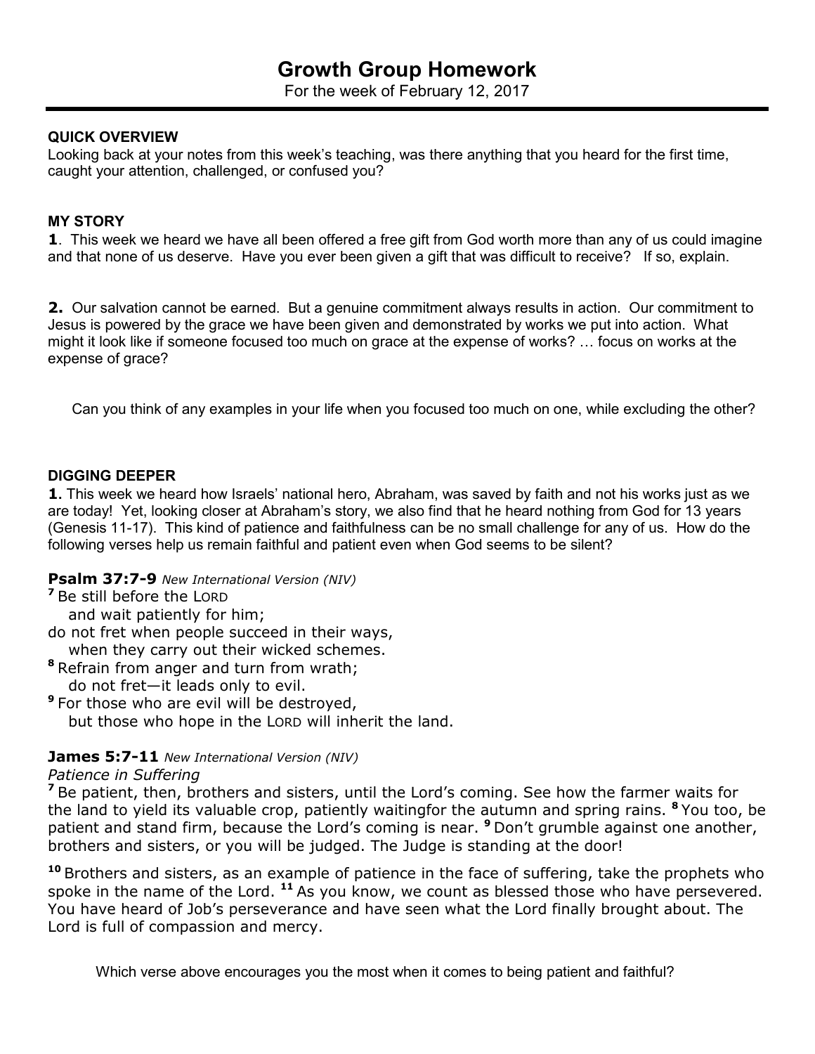# Growth Group Homework

For the week of February 12, 2017

---

**QUICK OVERVIEW**

Looking back at your notes from this week's teaching, was there anything that you heard for the first time, caught your attention, challenged, or confused you?

**MY STORY**

**1**. This week we heard we have all been offered a free gift from God worth more than any of us could imagine and that none of us deserve. Have you ever been given a gift that was difficult to receive? If so, explain.

**2.** Our salvation cannot be earned. But a genuine commitment always results in action. Our commitment to Jesus is powered by the grace we have been given and demonstrated by works we put into action. What might it look like if someone focused too much on grace at the expense of works? … focus on works at the expense of grace?

Can you think of any examples in your life when you focused too much on one, while excluding the other?

**DIGGING DEEPER**

**1.** This week we heard how Israels' national hero, Abraham, was saved by faith and not his works just as we are today! Yet, looking closer at Abraham's story, we also find that he heard nothing from God for 13 years (Genesis 11-17). This kind of patience and faithfulness can be no small challenge for any of us. How do the following verses help us remain faithful and patient even when God seems to be silent?

**Psalm 37:7-9** *New International Version (NIV)*

[7] Be still before the LORD
  and wait patiently for him;
do not fret when people succeed in their ways,
  when they carry out their wicked schemes.
[8] Refrain from anger and turn from wrath;
  do not fret—it leads only to evil.
[9] For those who are evil will be destroyed,
  but those who hope in the LORD will inherit the land.

**James 5:7-11** *New International Version (NIV)*

*Patience in Suffering*

[7] Be patient, then, brothers and sisters, until the Lord's coming. See how the farmer waits for the land to yield its valuable crop, patiently waitingfor the autumn and spring rains. [8] You too, be patient and stand firm, because the Lord's coming is near. [9] Don't grumble against one another, brothers and sisters, or you will be judged. The Judge is standing at the door!

[10] Brothers and sisters, as an example of patience in the face of suffering, take the prophets who spoke in the name of the Lord. [11] As you know, we count as blessed those who have persevered. You have heard of Job's perseverance and have seen what the Lord finally brought about. The Lord is full of compassion and mercy.

Which verse above encourages you the most when it comes to being patient and faithful?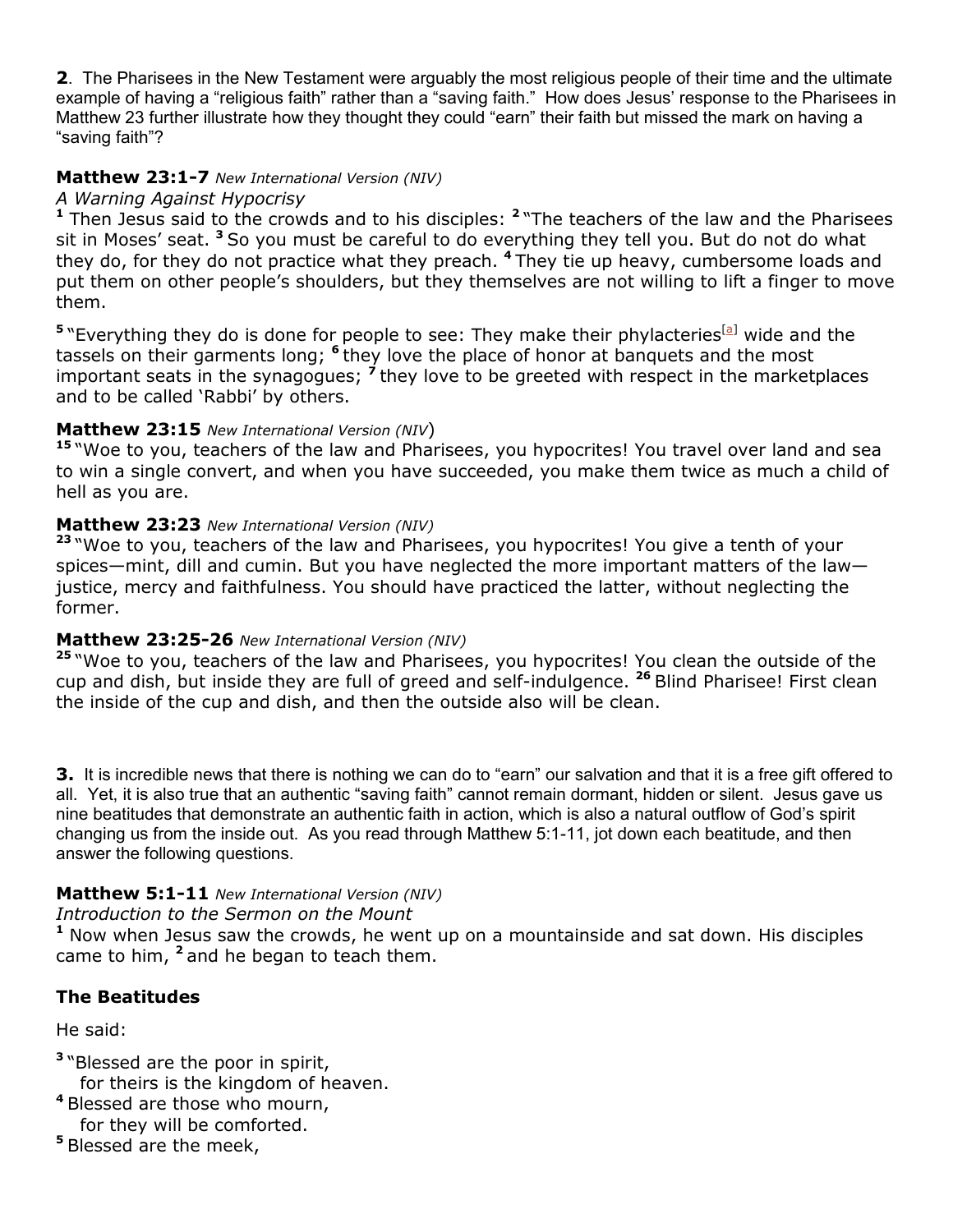**2**. The Pharisees in the New Testament were arguably the most religious people of their time and the ultimate example of having a "religious faith" rather than a "saving faith." How does Jesus' response to the Pharisees in Matthew 23 further illustrate how they thought they could "earn" their faith but missed the mark on having a "saving faith"?

**Matthew 23:1-7** *New International Version (NIV)*

*A Warning Against Hypocrisy*

[1] Then Jesus said to the crowds and to his disciples: [2] "The teachers of the law and the Pharisees sit in Moses' seat. [3] So you must be careful to do everything they tell you. But do not do what they do, for they do not practice what they preach. [4] They tie up heavy, cumbersome loads and put them on other people's shoulders, but they themselves are not willing to lift a finger to move them.

[5] "Everything they do is done for people to see: They make their phylacteries[a] wide and the tassels on their garments long; [6] they love the place of honor at banquets and the most important seats in the synagogues; [7] they love to be greeted with respect in the marketplaces and to be called 'Rabbi' by others.

**Matthew 23:15** *New International Version (NIV)*

[15] "Woe to you, teachers of the law and Pharisees, you hypocrites! You travel over land and sea to win a single convert, and when you have succeeded, you make them twice as much a child of hell as you are.

**Matthew 23:23** *New International Version (NIV)*

[23] "Woe to you, teachers of the law and Pharisees, you hypocrites! You give a tenth of your spices—mint, dill and cumin. But you have neglected the more important matters of the law—justice, mercy and faithfulness. You should have practiced the latter, without neglecting the former.

**Matthew 23:25-26** *New International Version (NIV)*

[25] "Woe to you, teachers of the law and Pharisees, you hypocrites! You clean the outside of the cup and dish, but inside they are full of greed and self-indulgence. [26] Blind Pharisee! First clean the inside of the cup and dish, and then the outside also will be clean.

**3.** It is incredible news that there is nothing we can do to "earn" our salvation and that it is a free gift offered to all. Yet, it is also true that an authentic "saving faith" cannot remain dormant, hidden or silent. Jesus gave us nine beatitudes that demonstrate an authentic faith in action, which is also a natural outflow of God's spirit changing us from the inside out. As you read through Matthew 5:1-11, jot down each beatitude, and then answer the following questions.

**Matthew 5:1-11** *New International Version (NIV)*

*Introduction to the Sermon on the Mount*

[1] Now when Jesus saw the crowds, he went up on a mountainside and sat down. His disciples came to him, [2] and he began to teach them.

**The Beatitudes**

He said:

[3] "Blessed are the poor in spirit,
for theirs is the kingdom of heaven.
[4] Blessed are those who mourn,
for they will be comforted.
[5] Blessed are the meek,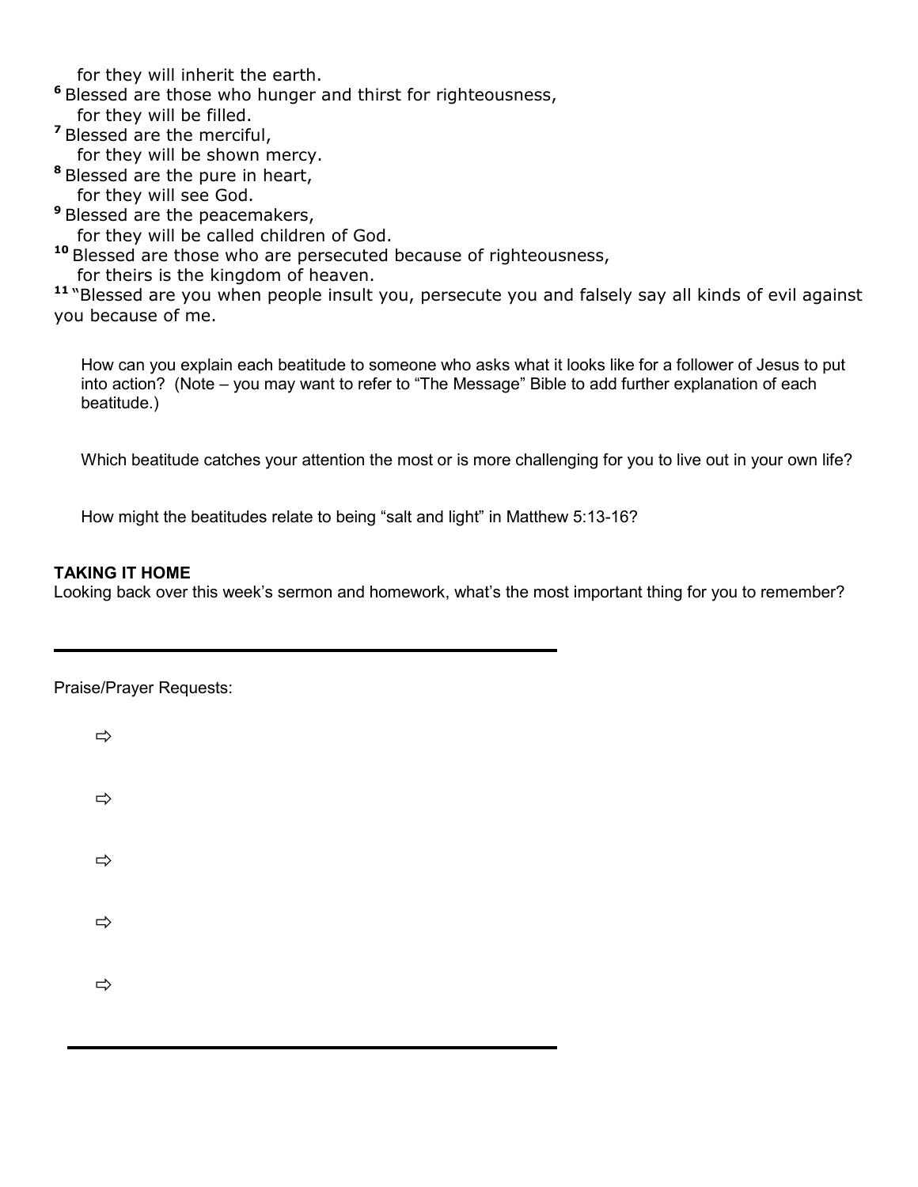for they will inherit the earth.
[6] Blessed are those who hunger and thirst for righteousness,
for they will be filled.
[7] Blessed are the merciful,
for they will be shown mercy.
[8] Blessed are the pure in heart,
for they will see God.
[9] Blessed are the peacemakers,
for they will be called children of God.
[10] Blessed are those who are persecuted because of righteousness,
for theirs is the kingdom of heaven.
[11] "Blessed are you when people insult you, persecute you and falsely say all kinds of evil against you because of me.

How can you explain each beatitude to someone who asks what it looks like for a follower of Jesus to put into action? (Note – you may want to refer to "The Message" Bible to add further explanation of each beatitude.)

Which beatitude catches your attention the most or is more challenging for you to live out in your own life?

How might the beatitudes relate to being "salt and light" in Matthew 5:13-16?

**TAKING IT HOME**

Looking back over this week's sermon and homework, what's the most important thing for you to remember?

---

Praise/Prayer Requests:

⇨

⇨

⇨

⇨

⇨

---